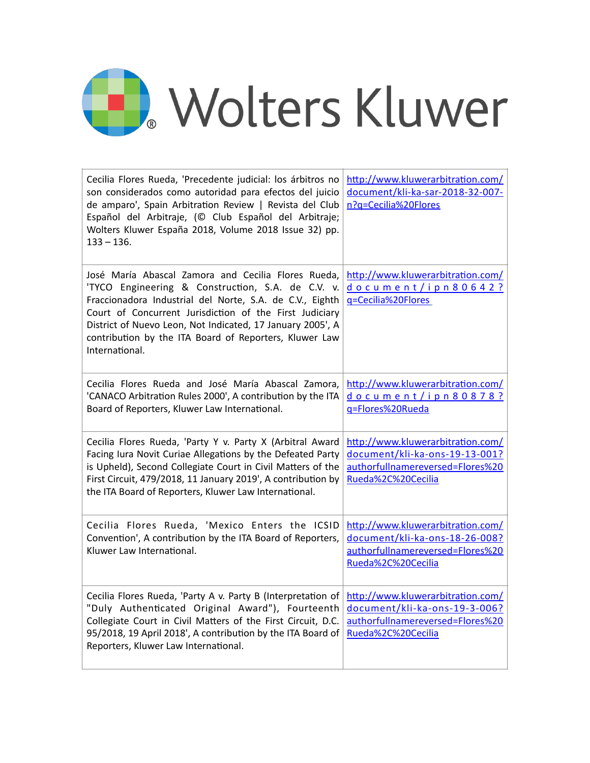Wolters Kluwer

| | |
|---|---|
| Cecilia Flores Rueda, 'Precedente judicial: los árbitros no son considerados como autoridad para efectos del juicio de amparo', Spain Arbitration Review \| Revista del Club Español del Arbitraje, (© Club Español del Arbitraje; Wolters Kluwer España 2018, Volume 2018 Issue 32) pp. 133 – 136. | http://www.kluwerarbitration.com/document/kli-ka-sar-2018-32-007-n?q=Cecilia%20Flores |
| José María Abascal Zamora and Cecilia Flores Rueda, 'TYCO Engineering & Construction, S.A. de C.V. v. Fraccionadora Industrial del Norte, S.A. de C.V., Eighth Court of Concurrent Jurisdiction of the First Judiciary District of Nuevo Leon, Not Indicated, 17 January 2005', A contribution by the ITA Board of Reporters, Kluwer Law International. | http://www.kluwerarbitration.com/document/ipn80642?q=Cecilia%20Flores |
| Cecilia Flores Rueda and José María Abascal Zamora, 'CANACO Arbitration Rules 2000', A contribution by the ITA Board of Reporters, Kluwer Law International. | http://www.kluwerarbitration.com/document/ipn80878?q=Flores%20Rueda |
| Cecilia Flores Rueda, 'Party Y v. Party X (Arbitral Award Facing Iura Novit Curiae Allegations by the Defeated Party is Upheld), Second Collegiate Court in Civil Matters of the First Circuit, 479/2018, 11 January 2019', A contribution by the ITA Board of Reporters, Kluwer Law International. | http://www.kluwerarbitration.com/document/kli-ka-ons-19-13-001?authorfullnamereversed=Flores%20Rueda%2C%20Cecilia |
| Cecilia Flores Rueda, 'Mexico Enters the ICSID Convention', A contribution by the ITA Board of Reporters, Kluwer Law International. | http://www.kluwerarbitration.com/document/kli-ka-ons-18-26-008?authorfullnamereversed=Flores%20Rueda%2C%20Cecilia |
| Cecilia Flores Rueda, 'Party A v. Party B (Interpretation of "Duly Authenticated Original Award"), Fourteenth Collegiate Court in Civil Matters of the First Circuit, D.C. 95/2018, 19 April 2018', A contribution by the ITA Board of Reporters, Kluwer Law International. | http://www.kluwerarbitration.com/document/kli-ka-ons-19-3-006?authorfullnamereversed=Flores%20Rueda%2C%20Cecilia |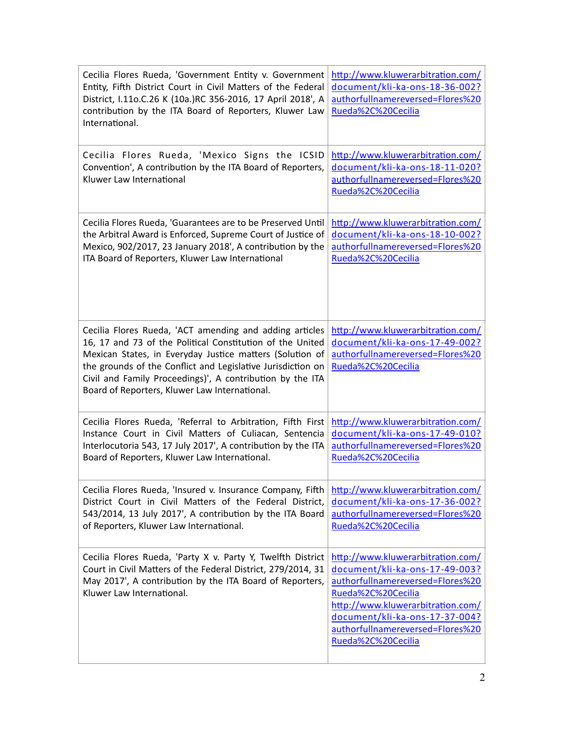| | |
|---|---|
| Cecilia Flores Rueda, 'Government Entity v. Government Entity, Fifth District Court in Civil Matters of the Federal District, I.11o.C.26 K (10a.)RC 356-2016, 17 April 2018', A contribution by the ITA Board of Reporters, Kluwer Law International. | http://www.kluwerarbitration.com/document/kli-ka-ons-18-36-002?authorfullnamereversed=Flores%20Rueda%2C%20Cecilia |
| Cecilia Flores Rueda, 'Mexico Signs the ICSID Convention', A contribution by the ITA Board of Reporters, Kluwer Law International | http://www.kluwerarbitration.com/document/kli-ka-ons-18-11-020?authorfullnamereversed=Flores%20Rueda%2C%20Cecilia |
| Cecilia Flores Rueda, 'Guarantees are to be Preserved Until the Arbitral Award is Enforced, Supreme Court of Justice of Mexico, 902/2017, 23 January 2018', A contribution by the ITA Board of Reporters, Kluwer Law International | http://www.kluwerarbitration.com/document/kli-ka-ons-18-10-002?authorfullnamereversed=Flores%20Rueda%2C%20Cecilia |
| Cecilia Flores Rueda, 'ACT amending and adding articles 16, 17 and 73 of the Political Constitution of the United Mexican States, in Everyday Justice matters (Solution of the grounds of the Conflict and Legislative Jurisdiction on Civil and Family Proceedings)', A contribution by the ITA Board of Reporters, Kluwer Law International. | http://www.kluwerarbitration.com/document/kli-ka-ons-17-49-002?authorfullnamereversed=Flores%20Rueda%2C%20Cecilia |
| Cecilia Flores Rueda, 'Referral to Arbitration, Fifth First Instance Court in Civil Matters of Culiacan, Sentencia Interlocutoria 543, 17 July 2017', A contribution by the ITA Board of Reporters, Kluwer Law International. | http://www.kluwerarbitration.com/document/kli-ka-ons-17-49-010?authorfullnamereversed=Flores%20Rueda%2C%20Cecilia |
| Cecilia Flores Rueda, 'Insured v. Insurance Company, Fifth District Court in Civil Matters of the Federal District, 543/2014, 13 July 2017', A contribution by the ITA Board of Reporters, Kluwer Law International. | http://www.kluwerarbitration.com/document/kli-ka-ons-17-36-002?authorfullnamereversed=Flores%20Rueda%2C%20Cecilia |
| Cecilia Flores Rueda, 'Party X v. Party Y, Twelfth District Court in Civil Matters of the Federal District, 279/2014, 31 May 2017', A contribution by the ITA Board of Reporters, Kluwer Law International. | http://www.kluwerarbitration.com/document/kli-ka-ons-17-49-003?authorfullnamereversed=Flores%20Rueda%2C%20Cecilia http://www.kluwerarbitration.com/document/kli-ka-ons-17-37-004?authorfullnamereversed=Flores%20Rueda%2C%20Cecilia |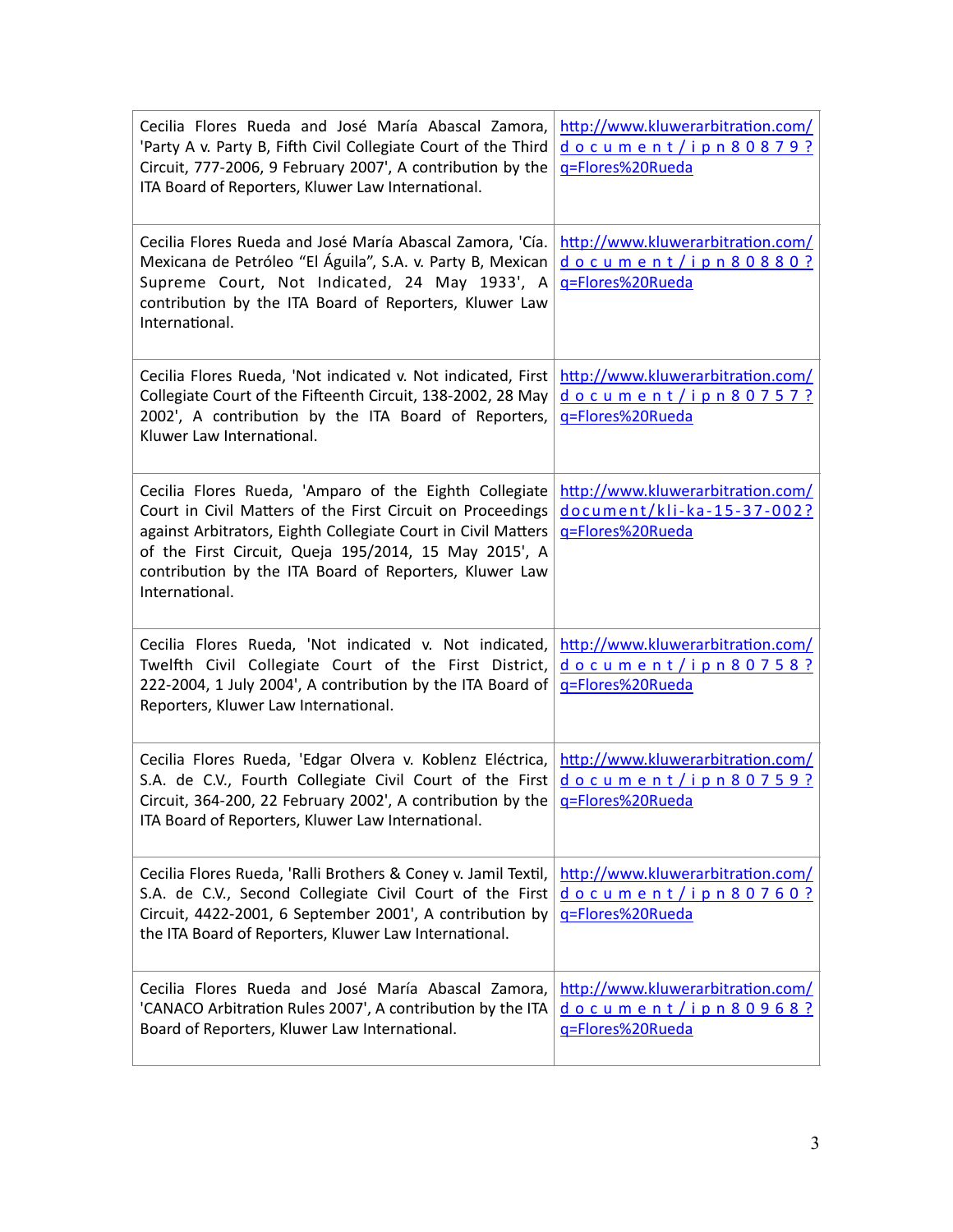| | |
|---|---|
| Cecilia Flores Rueda and José María Abascal Zamora, 'Party A v. Party B, Fifth Civil Collegiate Court of the Third Circuit, 777-2006, 9 February 2007', A contribution by the ITA Board of Reporters, Kluwer Law International. | http://www.kluwerarbitration.com/document/ipn80879?q=Flores%20Rueda |
| Cecilia Flores Rueda and José María Abascal Zamora, 'Cía. Mexicana de Petróleo "El Águila", S.A. v. Party B, Mexican Supreme Court, Not Indicated, 24 May 1933', A contribution by the ITA Board of Reporters, Kluwer Law International. | http://www.kluwerarbitration.com/document/ipn80880?q=Flores%20Rueda |
| Cecilia Flores Rueda, 'Not indicated v. Not indicated, First Collegiate Court of the Fifteenth Circuit, 138-2002, 28 May 2002', A contribution by the ITA Board of Reporters, Kluwer Law International. | http://www.kluwerarbitration.com/document/ipn80757?q=Flores%20Rueda |
| Cecilia Flores Rueda, 'Amparo of the Eighth Collegiate Court in Civil Matters of the First Circuit on Proceedings against Arbitrators, Eighth Collegiate Court in Civil Matters of the First Circuit, Queja 195/2014, 15 May 2015', A contribution by the ITA Board of Reporters, Kluwer Law International. | http://www.kluwerarbitration.com/document/kli-ka-15-37-002?q=Flores%20Rueda |
| Cecilia Flores Rueda, 'Not indicated v. Not indicated, Twelfth Civil Collegiate Court of the First District, 222-2004, 1 July 2004', A contribution by the ITA Board of Reporters, Kluwer Law International. | http://www.kluwerarbitration.com/document/ipn80758?q=Flores%20Rueda |
| Cecilia Flores Rueda, 'Edgar Olvera v. Koblenz Eléctrica, S.A. de C.V., Fourth Collegiate Civil Court of the First Circuit, 364-200, 22 February 2002', A contribution by the ITA Board of Reporters, Kluwer Law International. | http://www.kluwerarbitration.com/document/ipn80759?q=Flores%20Rueda |
| Cecilia Flores Rueda, 'Ralli Brothers & Coney v. Jamil Textil, S.A. de C.V., Second Collegiate Civil Court of the First Circuit, 4422-2001, 6 September 2001', A contribution by the ITA Board of Reporters, Kluwer Law International. | http://www.kluwerarbitration.com/document/ipn80760?q=Flores%20Rueda |
| Cecilia Flores Rueda and José María Abascal Zamora, 'CANACO Arbitration Rules 2007', A contribution by the ITA Board of Reporters, Kluwer Law International. | http://www.kluwerarbitration.com/document/ipn80968?q=Flores%20Rueda |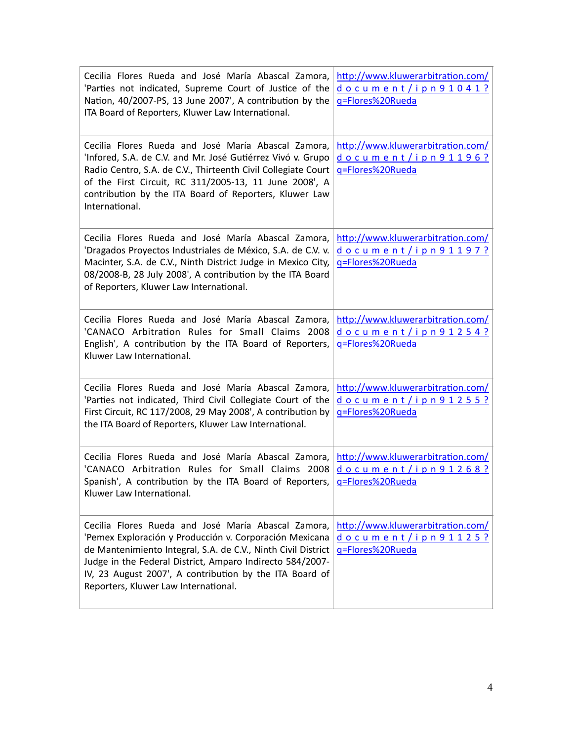| | |
|---|---|
| Cecilia Flores Rueda and José María Abascal Zamora, 'Parties not indicated, Supreme Court of Justice of the Nation, 40/2007-PS, 13 June 2007', A contribution by the ITA Board of Reporters, Kluwer Law International. | http://www.kluwerarbitration.com/document/ipn91041?q=Flores%20Rueda |
| Cecilia Flores Rueda and José María Abascal Zamora, 'Infored, S.A. de C.V. and Mr. José Gutiérrez Vivó v. Grupo Radio Centro, S.A. de C.V., Thirteenth Civil Collegiate Court of the First Circuit, RC 311/2005-13, 11 June 2008', A contribution by the ITA Board of Reporters, Kluwer Law International. | http://www.kluwerarbitration.com/document/ipn91196?q=Flores%20Rueda |
| Cecilia Flores Rueda and José María Abascal Zamora, 'Dragados Proyectos Industriales de México, S.A. de C.V. v. Macinter, S.A. de C.V., Ninth District Judge in Mexico City, 08/2008-B, 28 July 2008', A contribution by the ITA Board of Reporters, Kluwer Law International. | http://www.kluwerarbitration.com/document/ipn91197?q=Flores%20Rueda |
| Cecilia Flores Rueda and José María Abascal Zamora, 'CANACO Arbitration Rules for Small Claims 2008 English', A contribution by the ITA Board of Reporters, Kluwer Law International. | http://www.kluwerarbitration.com/document/ipn91254?q=Flores%20Rueda |
| Cecilia Flores Rueda and José María Abascal Zamora, 'Parties not indicated, Third Civil Collegiate Court of the First Circuit, RC 117/2008, 29 May 2008', A contribution by the ITA Board of Reporters, Kluwer Law International. | http://www.kluwerarbitration.com/document/ipn91255?q=Flores%20Rueda |
| Cecilia Flores Rueda and José María Abascal Zamora, 'CANACO Arbitration Rules for Small Claims 2008 Spanish', A contribution by the ITA Board of Reporters, Kluwer Law International. | http://www.kluwerarbitration.com/document/ipn91268?q=Flores%20Rueda |
| Cecilia Flores Rueda and José María Abascal Zamora, 'Pemex Exploración y Producción v. Corporación Mexicana de Mantenimiento Integral, S.A. de C.V., Ninth Civil District Judge in the Federal District, Amparo Indirecto 584/2007-IV, 23 August 2007', A contribution by the ITA Board of Reporters, Kluwer Law International. | http://www.kluwerarbitration.com/document/ipn91125?q=Flores%20Rueda |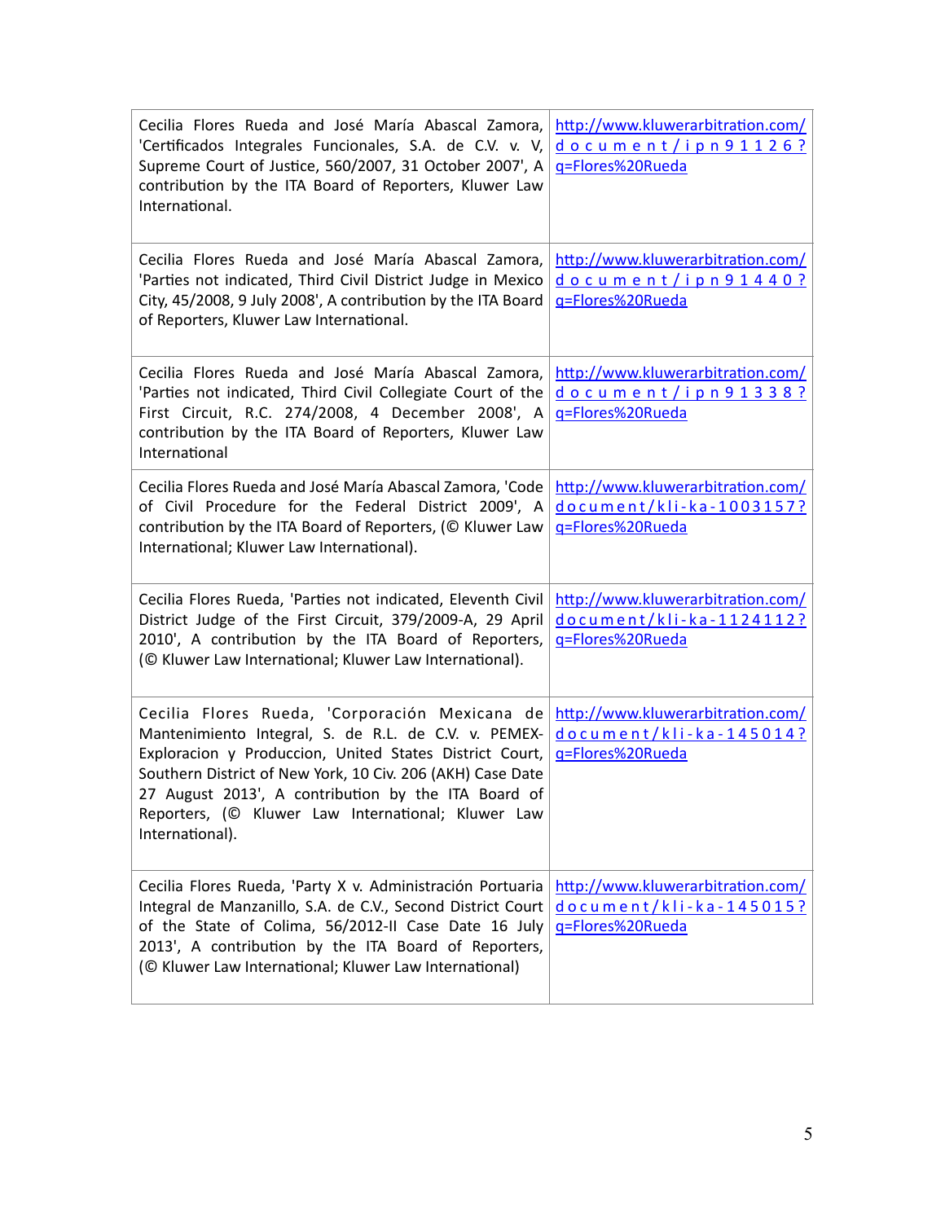| | |
|---|---|
| Cecilia Flores Rueda and José María Abascal Zamora, 'Certificados Integrales Funcionales, S.A. de C.V. v. V, Supreme Court of Justice, 560/2007, 31 October 2007', A contribution by the ITA Board of Reporters, Kluwer Law International. | http://www.kluwerarbitration.com/document/ipn91126?q=Flores%20Rueda |
| Cecilia Flores Rueda and José María Abascal Zamora, 'Parties not indicated, Third Civil District Judge in Mexico City, 45/2008, 9 July 2008', A contribution by the ITA Board of Reporters, Kluwer Law International. | http://www.kluwerarbitration.com/document/ipn91440?q=Flores%20Rueda |
| Cecilia Flores Rueda and José María Abascal Zamora, 'Parties not indicated, Third Civil Collegiate Court of the First Circuit, R.C. 274/2008, 4 December 2008', A contribution by the ITA Board of Reporters, Kluwer Law International | http://www.kluwerarbitration.com/document/ipn91338?q=Flores%20Rueda |
| Cecilia Flores Rueda and José María Abascal Zamora, 'Code of Civil Procedure for the Federal District 2009', A contribution by the ITA Board of Reporters, (© Kluwer Law International; Kluwer Law International). | http://www.kluwerarbitration.com/document/kli-ka-1003157?q=Flores%20Rueda |
| Cecilia Flores Rueda, 'Parties not indicated, Eleventh Civil District Judge of the First Circuit, 379/2009-A, 29 April 2010', A contribution by the ITA Board of Reporters, (© Kluwer Law International; Kluwer Law International). | http://www.kluwerarbitration.com/document/kli-ka-1124112?q=Flores%20Rueda |
| Cecilia Flores Rueda, 'Corporación Mexicana de Mantenimiento Integral, S. de R.L. de C.V. v. PEMEX-Exploracion y Produccion, United States District Court, Southern District of New York, 10 Civ. 206 (AKH) Case Date 27 August 2013', A contribution by the ITA Board of Reporters, (© Kluwer Law International; Kluwer Law International). | http://www.kluwerarbitration.com/document/kli-ka-145014?q=Flores%20Rueda |
| Cecilia Flores Rueda, 'Party X v. Administración Portuaria Integral de Manzanillo, S.A. de C.V., Second District Court of the State of Colima, 56/2012-II Case Date 16 July 2013', A contribution by the ITA Board of Reporters, (© Kluwer Law International; Kluwer Law International) | http://www.kluwerarbitration.com/document/kli-ka-145015?q=Flores%20Rueda |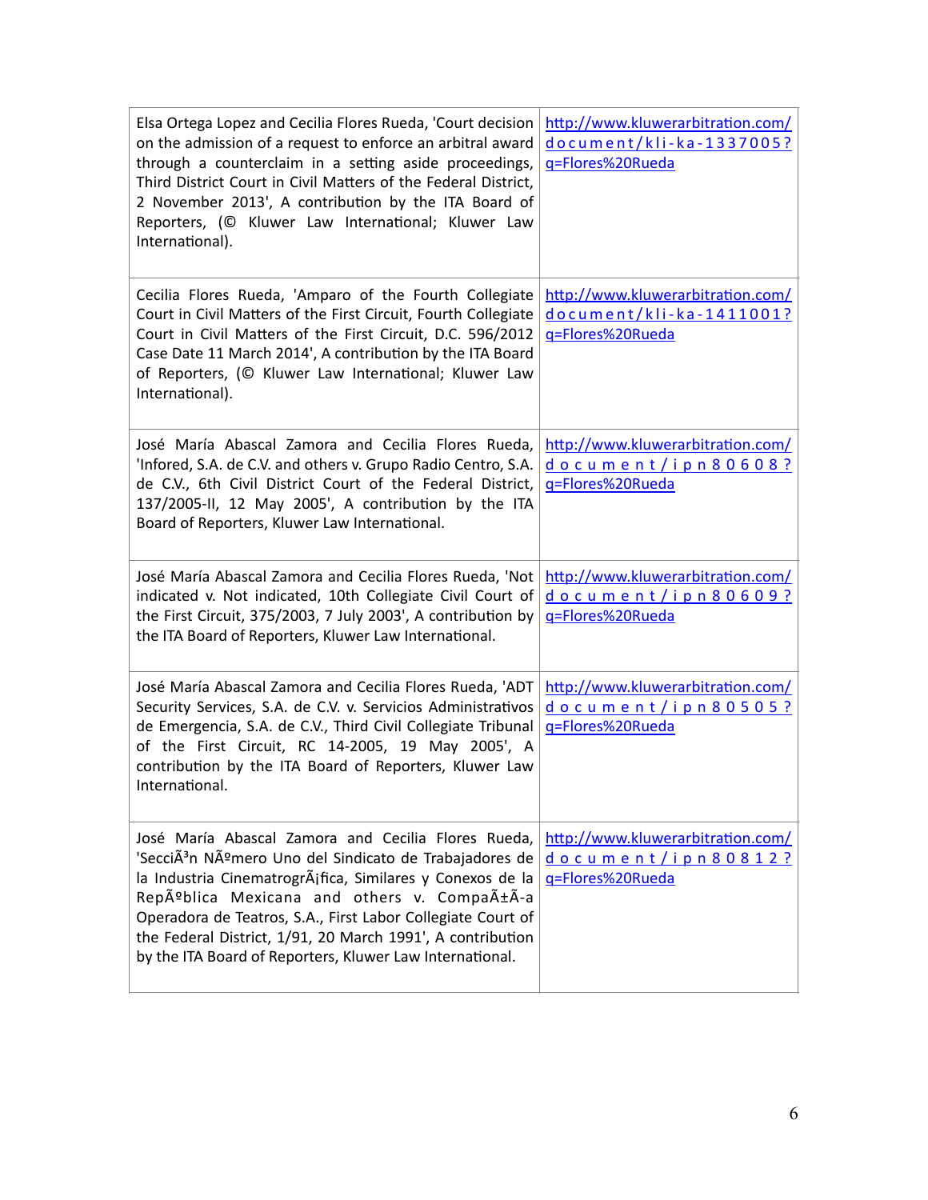| | |
|---|---|
| Elsa Ortega Lopez and Cecilia Flores Rueda, 'Court decision on the admission of a request to enforce an arbitral award through a counterclaim in a setting aside proceedings, Third District Court in Civil Matters of the Federal District, 2 November 2013', A contribution by the ITA Board of Reporters, (© Kluwer Law International; Kluwer Law International). | http://www.kluwerarbitration.com/document/kli-ka-1337005?q=Flores%20Rueda |
| Cecilia Flores Rueda, 'Amparo of the Fourth Collegiate Court in Civil Matters of the First Circuit, Fourth Collegiate Court in Civil Matters of the First Circuit, D.C. 596/2012 Case Date 11 March 2014', A contribution by the ITA Board of Reporters, (© Kluwer Law International; Kluwer Law International). | http://www.kluwerarbitration.com/document/kli-ka-1411001?q=Flores%20Rueda |
| José María Abascal Zamora and Cecilia Flores Rueda, 'Infored, S.A. de C.V. and others v. Grupo Radio Centro, S.A. de C.V., 6th Civil District Court of the Federal District, 137/2005-II, 12 May 2005', A contribution by the ITA Board of Reporters, Kluwer Law International. | http://www.kluwerarbitration.com/document/ipn80608?q=Flores%20Rueda |
| José María Abascal Zamora and Cecilia Flores Rueda, 'Not indicated v. Not indicated, 10th Collegiate Civil Court of the First Circuit, 375/2003, 7 July 2003', A contribution by the ITA Board of Reporters, Kluwer Law International. | http://www.kluwerarbitration.com/document/ipn80609?q=Flores%20Rueda |
| José María Abascal Zamora and Cecilia Flores Rueda, 'ADT Security Services, S.A. de C.V. v. Servicios Administrativos de Emergencia, S.A. de C.V., Third Civil Collegiate Tribunal of the First Circuit, RC 14-2005, 19 May 2005', A contribution by the ITA Board of Reporters, Kluwer Law International. | http://www.kluwerarbitration.com/document/ipn80505?q=Flores%20Rueda |
| José María Abascal Zamora and Cecilia Flores Rueda, 'SecciÃ³n NÃºmero Uno del Sindicato de Trabajadores de la Industria CinematrogrÃ¡fica, Similares y Conexos de la RepÃºblica Mexicana and others v. CompaÃ±Ã-a Operadora de Teatros, S.A., First Labor Collegiate Court of the Federal District, 1/91, 20 March 1991', A contribution by the ITA Board of Reporters, Kluwer Law International. | http://www.kluwerarbitration.com/document/ipn80812?q=Flores%20Rueda |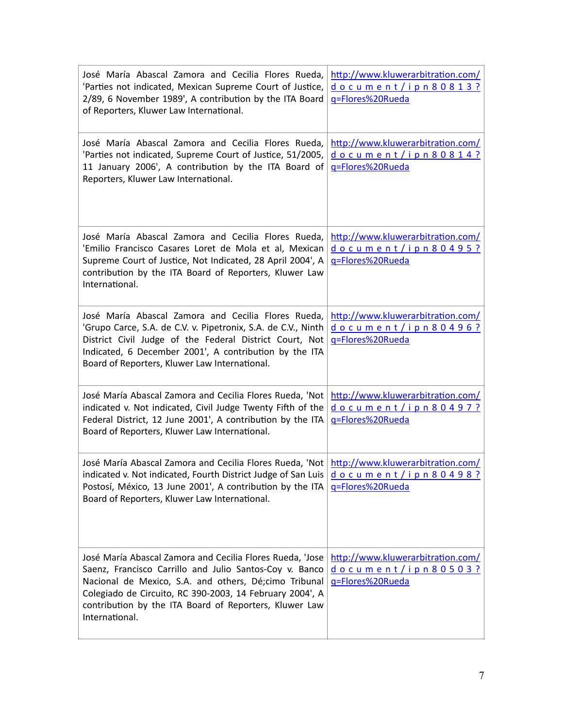| | |
|---|---|
| José María Abascal Zamora and Cecilia Flores Rueda, 'Parties not indicated, Mexican Supreme Court of Justice, 2/89, 6 November 1989', A contribution by the ITA Board of Reporters, Kluwer Law International. | http://www.kluwerarbitration.com/document/ipn80813?q=Flores%20Rueda |
| José María Abascal Zamora and Cecilia Flores Rueda, 'Parties not indicated, Supreme Court of Justice, 51/2005, 11 January 2006', A contribution by the ITA Board of Reporters, Kluwer Law International. | http://www.kluwerarbitration.com/document/ipn80814?q=Flores%20Rueda |
| José María Abascal Zamora and Cecilia Flores Rueda, 'Emilio Francisco Casares Loret de Mola et al, Mexican Supreme Court of Justice, Not Indicated, 28 April 2004', A contribution by the ITA Board of Reporters, Kluwer Law International. | http://www.kluwerarbitration.com/document/ipn80495?q=Flores%20Rueda |
| José María Abascal Zamora and Cecilia Flores Rueda, 'Grupo Carce, S.A. de C.V. v. Pipetronix, S.A. de C.V., Ninth District Civil Judge of the Federal District Court, Not Indicated, 6 December 2001', A contribution by the ITA Board of Reporters, Kluwer Law International. | http://www.kluwerarbitration.com/document/ipn80496?q=Flores%20Rueda |
| José María Abascal Zamora and Cecilia Flores Rueda, 'Not indicated v. Not indicated, Civil Judge Twenty Fifth of the Federal District, 12 June 2001', A contribution by the ITA Board of Reporters, Kluwer Law International. | http://www.kluwerarbitration.com/document/ipn80497?q=Flores%20Rueda |
| José María Abascal Zamora and Cecilia Flores Rueda, 'Not indicated v. Not indicated, Fourth District Judge of San Luis Postosí, México, 13 June 2001', A contribution by the ITA Board of Reporters, Kluwer Law International. | http://www.kluwerarbitration.com/document/ipn80498?q=Flores%20Rueda |
| José María Abascal Zamora and Cecilia Flores Rueda, 'Jose Saenz, Francisco Carrillo and Julio Santos-Coy v. Banco Nacional de Mexico, S.A. and others, Dé;cimo Tribunal Colegiado de Circuito, RC 390-2003, 14 February 2004', A contribution by the ITA Board of Reporters, Kluwer Law International. | http://www.kluwerarbitration.com/document/ipn80503?q=Flores%20Rueda |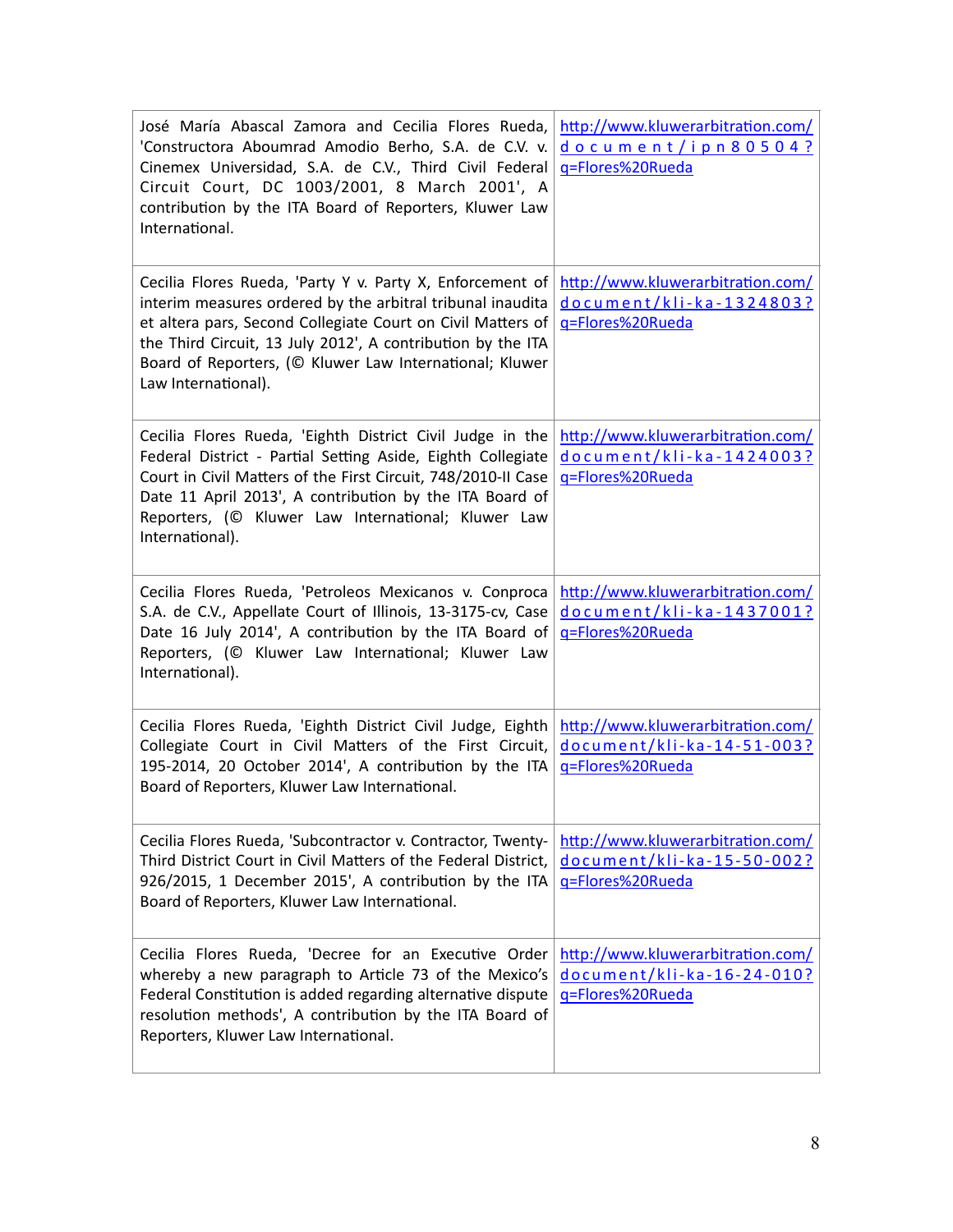| | |
|---|---|
| José María Abascal Zamora and Cecilia Flores Rueda, 'Constructora Aboumrad Amodio Berho, S.A. de C.V. v. Cinemex Universidad, S.A. de C.V., Third Civil Federal Circuit Court, DC 1003/2001, 8 March 2001', A contribution by the ITA Board of Reporters, Kluwer Law International. | http://www.kluwerarbitration.com/document/ipn80504?q=Flores%20Rueda |
| Cecilia Flores Rueda, 'Party Y v. Party X, Enforcement of interim measures ordered by the arbitral tribunal inaudita et altera pars, Second Collegiate Court on Civil Matters of the Third Circuit, 13 July 2012', A contribution by the ITA Board of Reporters, (© Kluwer Law International; Kluwer Law International). | http://www.kluwerarbitration.com/document/kli-ka-1324803?q=Flores%20Rueda |
| Cecilia Flores Rueda, 'Eighth District Civil Judge in the Federal District - Partial Setting Aside, Eighth Collegiate Court in Civil Matters of the First Circuit, 748/2010-II Case Date 11 April 2013', A contribution by the ITA Board of Reporters, (© Kluwer Law International; Kluwer Law International). | http://www.kluwerarbitration.com/document/kli-ka-1424003?q=Flores%20Rueda |
| Cecilia Flores Rueda, 'Petroleos Mexicanos v. Conproca S.A. de C.V., Appellate Court of Illinois, 13-3175-cv, Case Date 16 July 2014', A contribution by the ITA Board of Reporters, (© Kluwer Law International; Kluwer Law International). | http://www.kluwerarbitration.com/document/kli-ka-1437001?q=Flores%20Rueda |
| Cecilia Flores Rueda, 'Eighth District Civil Judge, Eighth Collegiate Court in Civil Matters of the First Circuit, 195-2014, 20 October 2014', A contribution by the ITA Board of Reporters, Kluwer Law International. | http://www.kluwerarbitration.com/document/kli-ka-14-51-003?q=Flores%20Rueda |
| Cecilia Flores Rueda, 'Subcontractor v. Contractor, Twenty-Third District Court in Civil Matters of the Federal District, 926/2015, 1 December 2015', A contribution by the ITA Board of Reporters, Kluwer Law International. | http://www.kluwerarbitration.com/document/kli-ka-15-50-002?q=Flores%20Rueda |
| Cecilia Flores Rueda, 'Decree for an Executive Order whereby a new paragraph to Article 73 of the Mexico's Federal Constitution is added regarding alternative dispute resolution methods', A contribution by the ITA Board of Reporters, Kluwer Law International. | http://www.kluwerarbitration.com/document/kli-ka-16-24-010?q=Flores%20Rueda |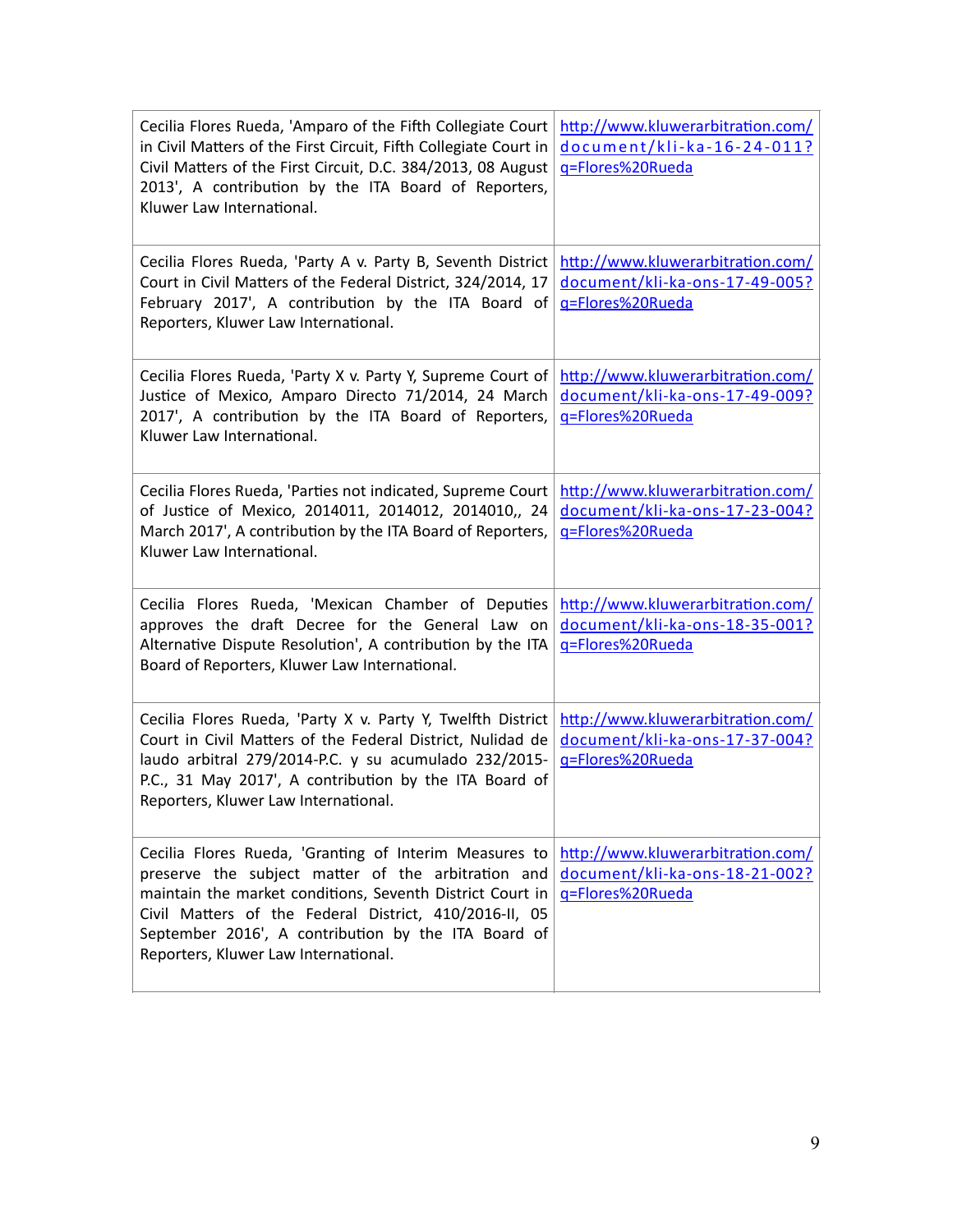| | |
|---|---|
| Cecilia Flores Rueda, 'Amparo of the Fifth Collegiate Court in Civil Matters of the First Circuit, Fifth Collegiate Court in Civil Matters of the First Circuit, D.C. 384/2013, 08 August 2013', A contribution by the ITA Board of Reporters, Kluwer Law International. | http://www.kluwerarbitration.com/document/kli-ka-16-24-011?q=Flores%20Rueda |
| Cecilia Flores Rueda, 'Party A v. Party B, Seventh District Court in Civil Matters of the Federal District, 324/2014, 17 February 2017', A contribution by the ITA Board of Reporters, Kluwer Law International. | http://www.kluwerarbitration.com/document/kli-ka-ons-17-49-005?q=Flores%20Rueda |
| Cecilia Flores Rueda, 'Party X v. Party Y, Supreme Court of Justice of Mexico, Amparo Directo 71/2014, 24 March 2017', A contribution by the ITA Board of Reporters, Kluwer Law International. | http://www.kluwerarbitration.com/document/kli-ka-ons-17-49-009?q=Flores%20Rueda |
| Cecilia Flores Rueda, 'Parties not indicated, Supreme Court of Justice of Mexico, 2014011, 2014012, 2014010,, 24 March 2017', A contribution by the ITA Board of Reporters, Kluwer Law International. | http://www.kluwerarbitration.com/document/kli-ka-ons-17-23-004?q=Flores%20Rueda |
| Cecilia Flores Rueda, 'Mexican Chamber of Deputies approves the draft Decree for the General Law on Alternative Dispute Resolution', A contribution by the ITA Board of Reporters, Kluwer Law International. | http://www.kluwerarbitration.com/document/kli-ka-ons-18-35-001?q=Flores%20Rueda |
| Cecilia Flores Rueda, 'Party X v. Party Y, Twelfth District Court in Civil Matters of the Federal District, Nulidad de laudo arbitral 279/2014-P.C. y su acumulado 232/2015-P.C., 31 May 2017', A contribution by the ITA Board of Reporters, Kluwer Law International. | http://www.kluwerarbitration.com/document/kli-ka-ons-17-37-004?q=Flores%20Rueda |
| Cecilia Flores Rueda, 'Granting of Interim Measures to preserve the subject matter of the arbitration and maintain the market conditions, Seventh District Court in Civil Matters of the Federal District, 410/2016-II, 05 September 2016', A contribution by the ITA Board of Reporters, Kluwer Law International. | http://www.kluwerarbitration.com/document/kli-ka-ons-18-21-002?q=Flores%20Rueda |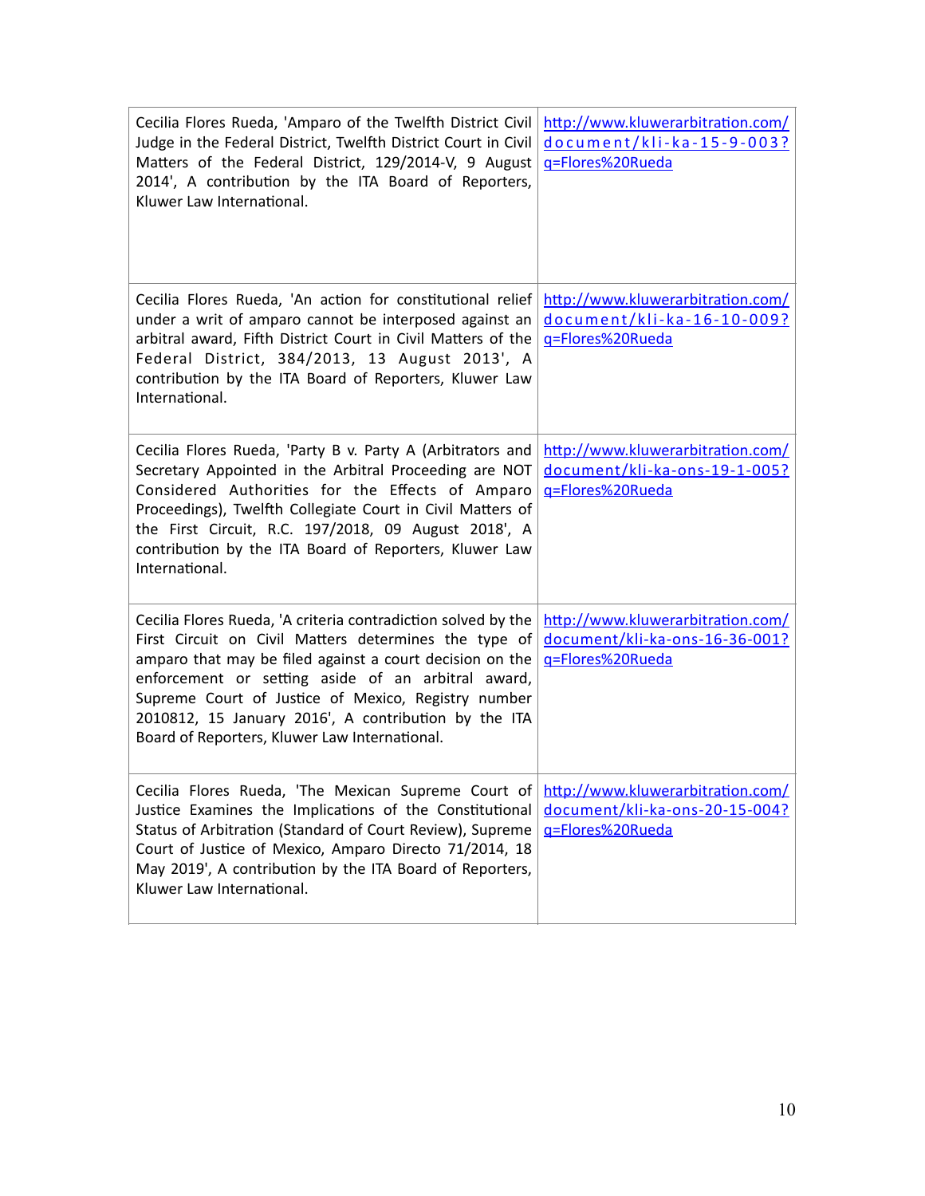| | |
|---|---|
| Cecilia Flores Rueda, 'Amparo of the Twelfth District Civil Judge in the Federal District, Twelfth District Court in Civil Matters of the Federal District, 129/2014-V, 9 August 2014', A contribution by the ITA Board of Reporters, Kluwer Law International. | http://www.kluwerarbitration.com/document/kli-ka-15-9-003?q=Flores%20Rueda |
| Cecilia Flores Rueda, 'An action for constitutional relief under a writ of amparo cannot be interposed against an arbitral award, Fifth District Court in Civil Matters of the Federal District, 384/2013, 13 August 2013', A contribution by the ITA Board of Reporters, Kluwer Law International. | http://www.kluwerarbitration.com/document/kli-ka-16-10-009?q=Flores%20Rueda |
| Cecilia Flores Rueda, 'Party B v. Party A (Arbitrators and Secretary Appointed in the Arbitral Proceeding are NOT Considered Authorities for the Effects of Amparo Proceedings), Twelfth Collegiate Court in Civil Matters of the First Circuit, R.C. 197/2018, 09 August 2018', A contribution by the ITA Board of Reporters, Kluwer Law International. | http://www.kluwerarbitration.com/document/kli-ka-ons-19-1-005?q=Flores%20Rueda |
| Cecilia Flores Rueda, 'A criteria contradiction solved by the First Circuit on Civil Matters determines the type of amparo that may be filed against a court decision on the enforcement or setting aside of an arbitral award, Supreme Court of Justice of Mexico, Registry number 2010812, 15 January 2016', A contribution by the ITA Board of Reporters, Kluwer Law International. | http://www.kluwerarbitration.com/document/kli-ka-ons-16-36-001?q=Flores%20Rueda |
| Cecilia Flores Rueda, 'The Mexican Supreme Court of Justice Examines the Implications of the Constitutional Status of Arbitration (Standard of Court Review), Supreme Court of Justice of Mexico, Amparo Directo 71/2014, 18 May 2019', A contribution by the ITA Board of Reporters, Kluwer Law International. | http://www.kluwerarbitration.com/document/kli-ka-ons-20-15-004?q=Flores%20Rueda |